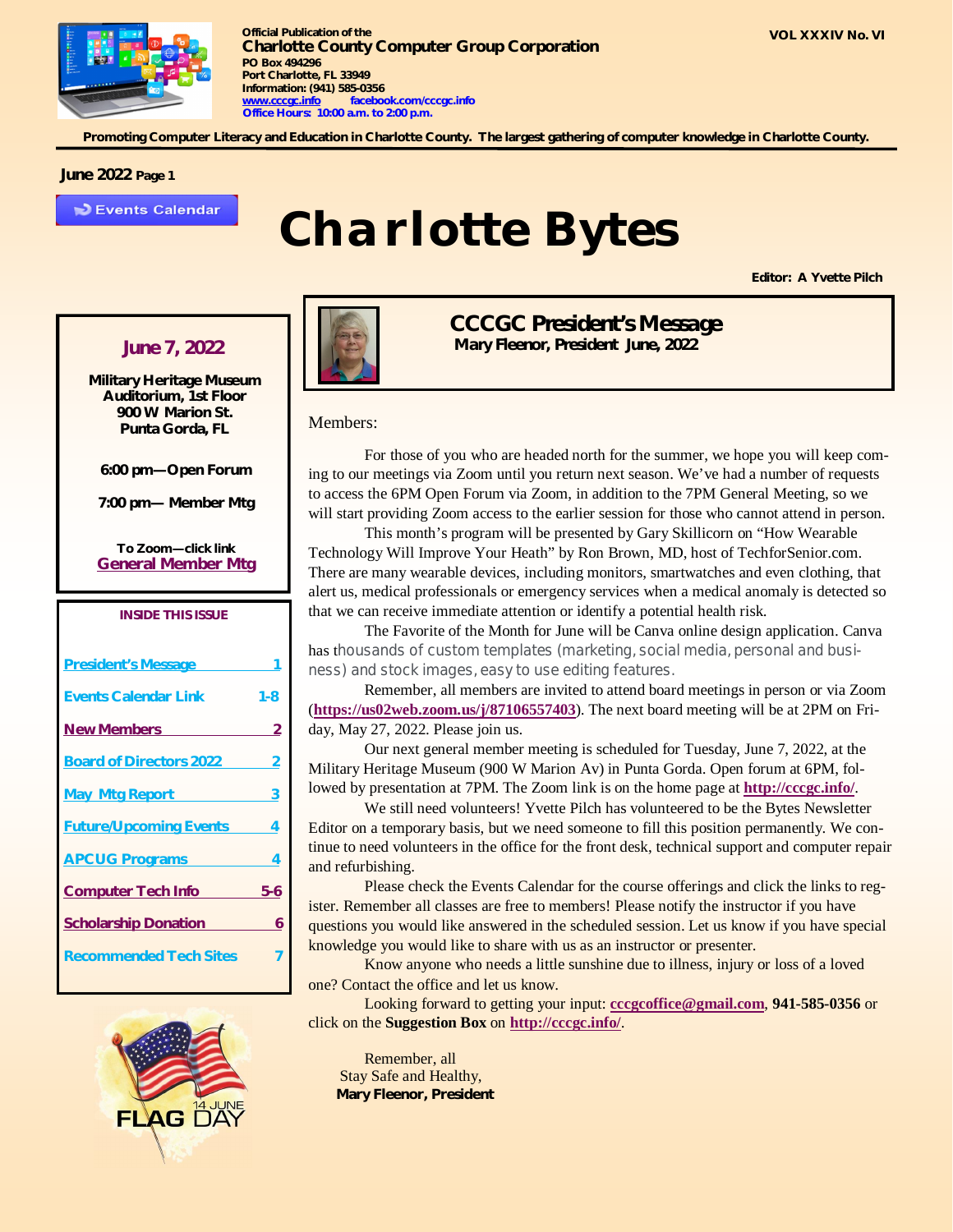Official Publication of the
**Charlotte County Computer Group Corporation**
PO Box 494296
Port Charlotte, FL 33949
Information: (941) 585-0356
www.cccgc.info facebook.com/cccgc.info
Office Hours: 10:00 a.m. to 2:00 p.m.

VOL XXXIV No. VI

**Promoting Computer Literacy and Education in Charlotte County. The largest gathering of computer knowledge in Charlotte County.**

**June 2022** Page 1

Events Calendar

# Charlotte Bytes

**Editor: A Yvette Pilch**

## June 7, 2022

**Military Heritage Museum**
**Auditorium, 1st Floor**
**900 W Marion St.**
**Punta Gorda, FL**

**6:00 pm—Open Forum**

**7:00 pm— Member Mtg**

**To Zoom—click link**
**General Member Mtg**

### INSIDE THIS ISSUE

| | |
|---|---|
| President's Message | 1 |
| Events Calendar Link | 1-8 |
| New Members | 2 |
| Board of Directors 2022 | 2 |
| May Mtg Report | 3 |
| Future/Upcoming Events | 4 |
| APCUG Programs | 4 |
| Computer Tech Info | 5-6 |
| Scholarship Donation | 6 |
| Recommended Tech Sites | 7 |

14 JUNE FLAG DAY

## CCCGC President's Message

**Mary Fleenor, President June, 2022**

Members:

For those of you who are headed north for the summer, we hope you will keep coming to our meetings via Zoom until you return next season. We've had a number of requests to access the 6PM Open Forum via Zoom, in addition to the 7PM General Meeting, so we will start providing Zoom access to the earlier session for those who cannot attend in person.

This month's program will be presented by Gary Skillicorn on "How Wearable Technology Will Improve Your Heath" by Ron Brown, MD, host of TechforSenior.com. There are many wearable devices, including monitors, smartwatches and even clothing, that alert us, medical professionals or emergency services when a medical anomaly is detected so that we can receive immediate attention or identify a potential health risk.

The Favorite of the Month for June will be Canva online design application. Canva has thousands of custom templates (marketing, social media, personal and business) and stock images, easy to use editing features.

Remember, all members are invited to attend board meetings in person or via Zoom (**https://us02web.zoom.us/j/87106557403**). The next board meeting will be at 2PM on Friday, May 27, 2022. Please join us.

Our next general member meeting is scheduled for Tuesday, June 7, 2022, at the Military Heritage Museum (900 W Marion Av) in Punta Gorda. Open forum at 6PM, followed by presentation at 7PM. The Zoom link is on the home page at **http://cccgc.info/**.

We still need volunteers! Yvette Pilch has volunteered to be the Bytes Newsletter Editor on a temporary basis, but we need someone to fill this position permanently. We continue to need volunteers in the office for the front desk, technical support and computer repair and refurbishing.

Please check the Events Calendar for the course offerings and click the links to register. Remember all classes are free to members! Please notify the instructor if you have questions you would like answered in the scheduled session. Let us know if you have special knowledge you would like to share with us as an instructor or presenter.

Know anyone who needs a little sunshine due to illness, injury or loss of a loved one? Contact the office and let us know.

Looking forward to getting your input: **cccgcoffice@gmail.com**, **941-585-0356** or click on the **Suggestion Box** on **http://cccgc.info/**.

Remember, all
Stay Safe and Healthy,
**Mary Fleenor, President**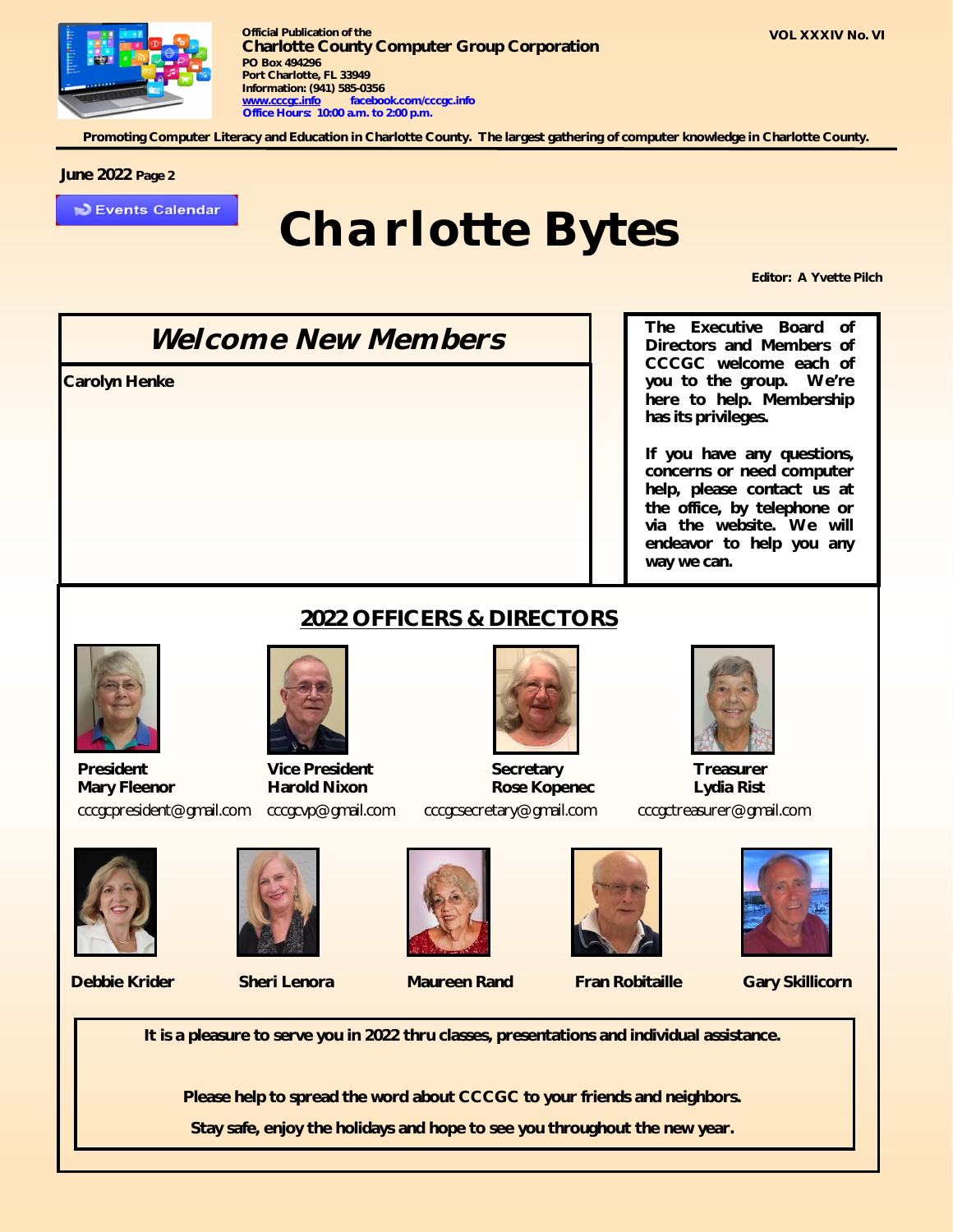Official Publication of the
**Charlotte County Computer Group Corporation**
PO Box 494296
Port Charlotte, FL 33949
Information: (941) 585-0356
www.cccgc.info facebook.com/cccgc.info
Office Hours: 10:00 a.m. to 2:00 p.m.

VOL XXXIV No. VI

Promoting Computer Literacy and Education in Charlotte County. The largest gathering of computer knowledge in Charlotte County.

June 2022

Events Calendar

# Charlotte Bytes

Editor: A Yvette Pilch

## *Welcome New Members*

Carolyn Henke

**The Executive Board of Directors and Members of CCCGC welcome each of you to the group. We're here to help. Membership has its privileges.**

**If you have any questions, concerns or need computer help, please contact us at the office, by telephone or via the website. We will endeavor to help you any way we can.**

## 2022 OFFICERS & DIRECTORS

**President**
**Mary Fleenor**
cccgcpresident@gmail.com

**Vice President**
**Harold Nixon**
cccgcvp@gmail.com

**Secretary**
**Rose Kopenec**
cccgcsecretary@gmail.com

**Treasurer**
**Lydia Rist**
cccgctreasurer@gmail.com

**Debbie Krider**

**Sheri Lenora**

**Maureen Rand**

**Fran Robitaille**

**Gary Skillicorn**

**It is a pleasure to serve you in 2022 thru classes, presentations and individual assistance.**

**Please help to spread the word about CCCGC to your friends and neighbors.**

**Stay safe, enjoy the holidays and hope to see you throughout the new year.**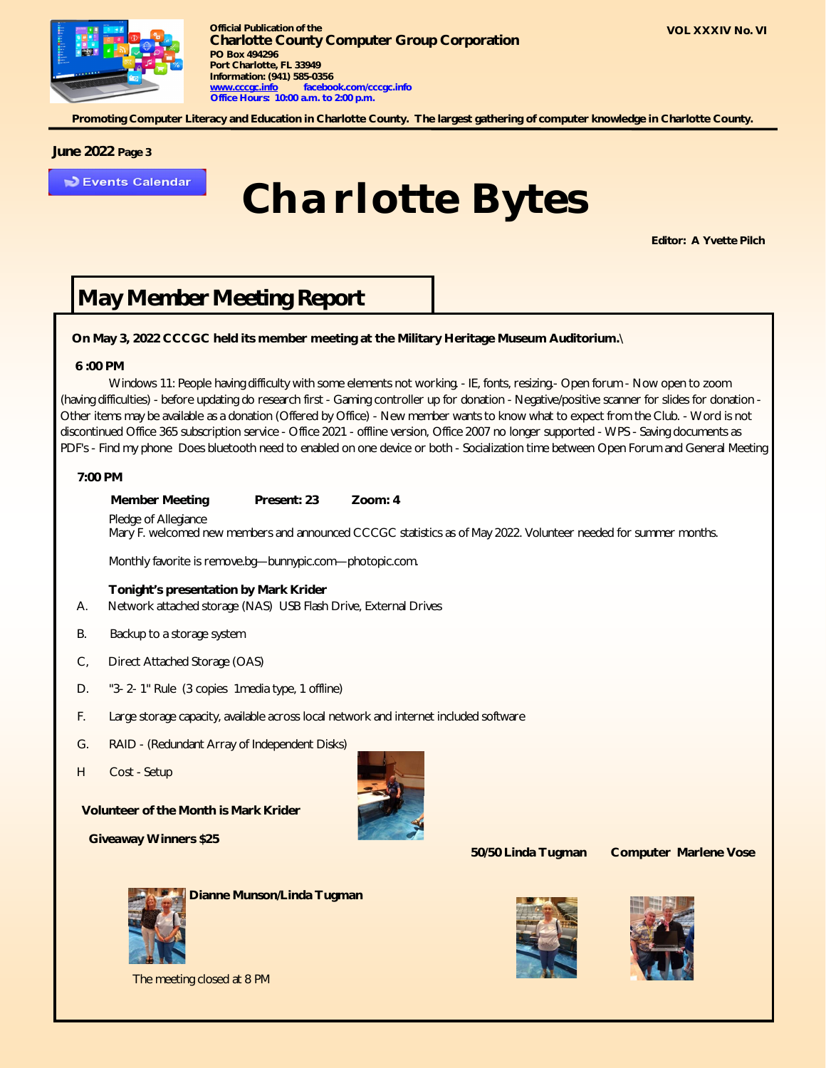Official Publication of the
**Charlotte County Computer Group Corporation**
PO Box 494296
Port Charlotte, FL 33949
Information: (941) 585-0356
www.cccgc.info facebook.com/cccgc.info
Office Hours: 10:00 a.m. to 2:00 p.m.

VOL XXXIV No. VI

**Promoting Computer Literacy and Education in Charlotte County. The largest gathering of computer knowledge in Charlotte County.**

**June 2022** Page 3

Events Calendar

# Charlotte Bytes

**Editor: A Yvette Pilch**

## May Member Meeting Report

**On May 3, 2022 CCCGC held its member meeting at the Military Heritage Museum Auditorium.\**

**6 :00 PM**

Windows 11: People having difficulty with some elements not working. - IE, fonts, resizing.- Open forum - Now open to zoom (having difficulties) - before updating do research first - Gaming controller up for donation - Negative/positive scanner for slides for donation - Other items may be available as a donation (Offered by Office) - New member wants to know what to expect from the Club. - Word is not discontinued Office 365 subscription service - Office 2021 - offline version, Office 2007 no longer supported - WPS - Saving documents as PDF's - Find my phone Does bluetooth need to enabled on one device or both - Socialization time between Open Forum and General Meeting

**7:00 PM**

**Member Meeting Present: 23 Zoom: 4**

Pledge of Allegiance
Mary F. welcomed new members and announced CCCGC statistics as of May 2022. Volunteer needed for summer months.

Monthly favorite is remove.bg—bunnypic.com—photopic.com.

**Tonight's presentation by Mark Krider**

A. Network attached storage (NAS) USB Flash Drive, External Drives

B. Backup to a storage system

C, Direct Attached Storage (OAS)

D. "3- 2- 1" Rule (3 copies 1media type, 1 offline)

F. Large storage capacity, available across local network and internet included software

G. RAID - (Redundant Array of Independent Disks)

H Cost - Setup

**Volunteer of the Month is Mark Krider**

**Giveaway Winners $25**

**Dianne Munson/Linda Tugman**

**50/50 Linda Tugman**

**Computer Marlene Vose**

The meeting closed at 8 PM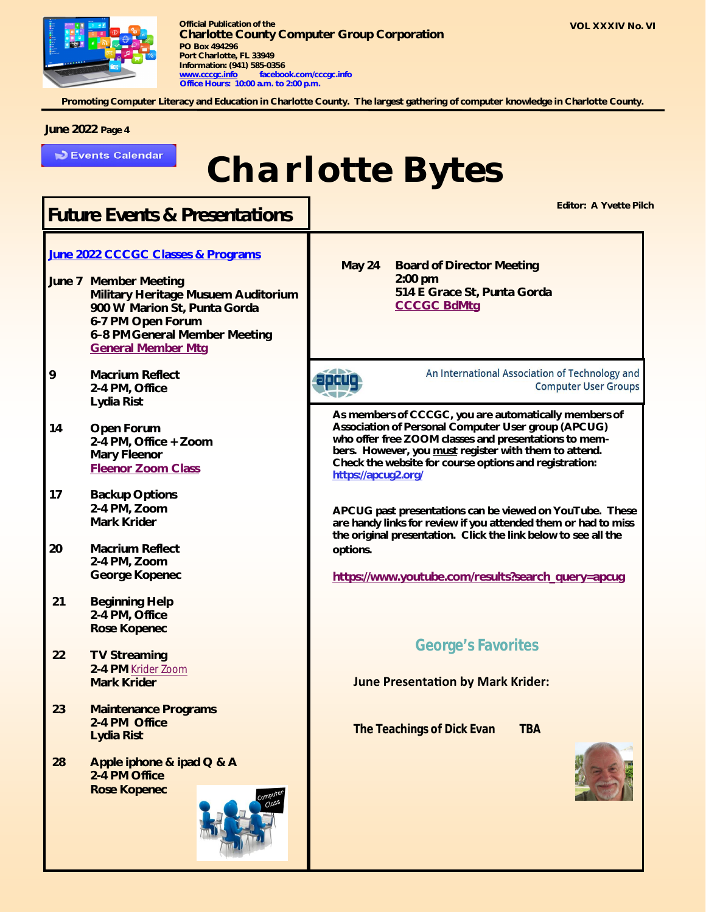Official Publication of the
**Charlotte County Computer Group Corporation**
PO Box 494296
Port Charlotte, FL 33949
Information: (941) 585-0356
www.cccgc.info facebook.com/cccgc.info
Office Hours: 10:00 a.m. to 2:00 p.m.

VOL XXXIV No. VI

**Promoting Computer Literacy and Education in Charlotte County. The largest gathering of computer knowledge in Charlotte County.**

June 2022

Events Calendar

# Charlotte Bytes

Editor: A Yvette Pilch

## Future Events & Presentations

[June 2022 CCCGC Classes & Programs]

**June 7 Member Meeting**
**Military Heritage Musuem Auditorium**
**900 W Marion St, Punta Gorda**
**6-7 PM Open Forum**
**6-8 PM General Member Meeting**
General Member Mtg

**9 Macrium Reflect**
**2-4 PM, Office**
**Lydia Rist**

**14 Open Forum**
**2-4 PM, Office + Zoom**
**Mary Fleenor**
Fleenor Zoom Class

**17 Backup Options**
**2-4 PM, Zoom**
**Mark Krider**

**20 Macrium Reflect**
**2-4 PM, Zoom**
**George Kopenec**

**21 Beginning Help**
**2-4 PM, Office**
**Rose Kopenec**

**22 TV Streaming**
**2-4 PM** Krider Zoom
**Mark Krider**

**23 Maintenance Programs**
**2-4 PM Office**
**Lydia Rist**

**28 Apple iphone & ipad Q & A**
**2-4 PM Office**
**Rose Kopenec**

**May 24 Board of Director Meeting**
**2:00 pm**
**514 E Grace St, Punta Gorda**
CCCGC BdMtg

apcug — An International Association of Technology and Computer User Groups

**As members of CCCGC, you are automatically members of Association of Personal Computer User group (APCUG) who offer free ZOOM classes and presentations to members. However, you must register with them to attend. Check the website for course options and registration:**
https://apcug2.org/

**APCUG past presentations can be viewed on YouTube. These are handy links for review if you attended them or had to miss the original presentation. Click the link below to see all the options.**

https://www.youtube.com/results?search_query=apcug

### George's Favorites

**June Presentation by Mark Krider:**

**The Teachings of Dick Evan TBA**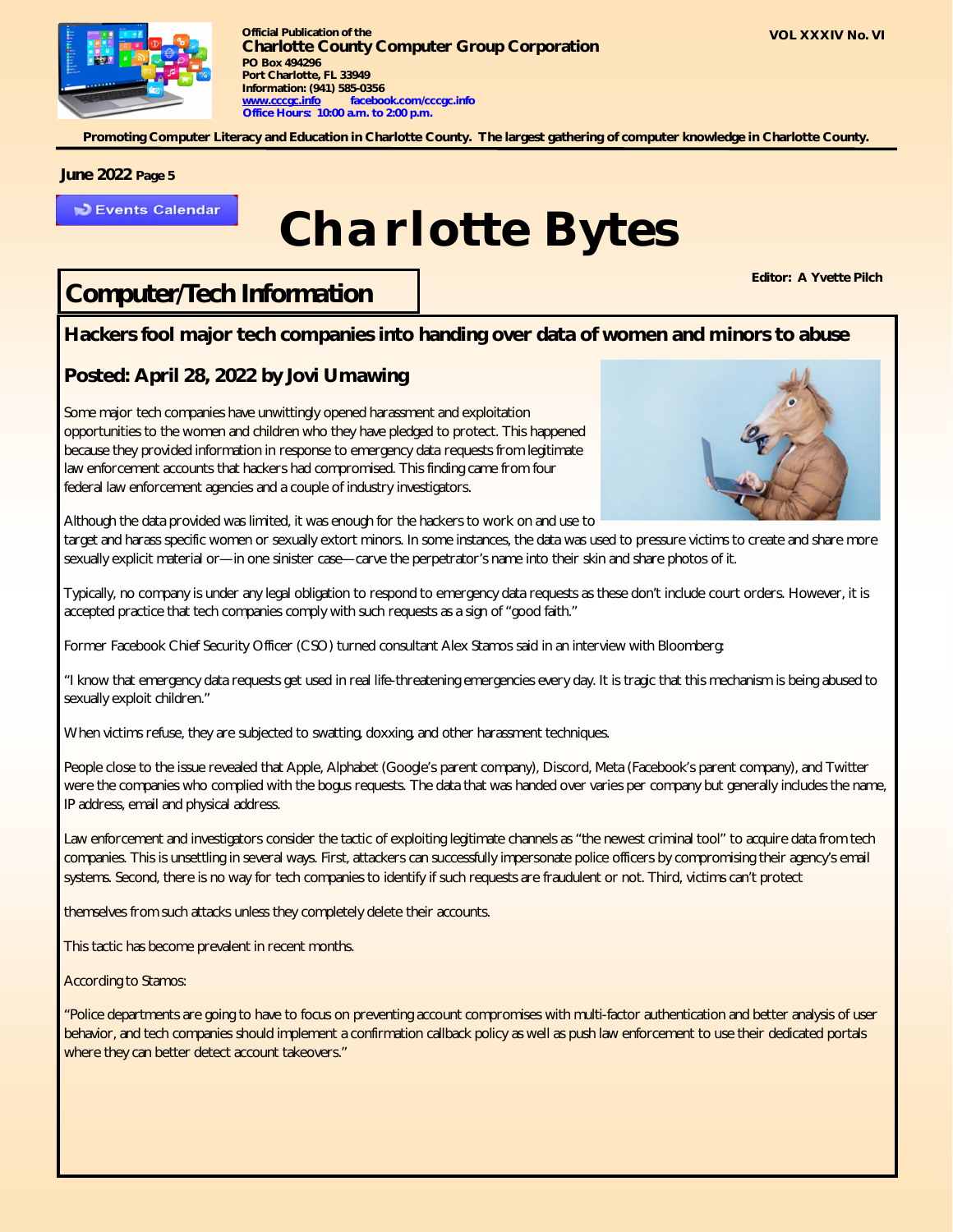# Charlotte Bytes

Editor: A Yvette Pilch

## Computer/Tech Information

### Hackers fool major tech companies into handing over data of women and minors to abuse

**Posted: April 28, 2022 by Jovi Umawing**

Some major tech companies have unwittingly opened harassment and exploitation opportunities to the women and children who they have pledged to protect. This happened because they provided information in response to emergency data requests from legitimate law enforcement accounts that hackers had compromised. This finding came from four federal law enforcement agencies and a couple of industry investigators.

Although the data provided was limited, it was enough for the hackers to work on and use to target and harass specific women or sexually extort minors. In some instances, the data was used to pressure victims to create and share more sexually explicit material or—in one sinister case—carve the perpetrator's name into their skin and share photos of it.

Typically, no company is under any legal obligation to respond to emergency data requests as these don't include court orders. However, it is accepted practice that tech companies comply with such requests as a sign of "good faith."

Former Facebook Chief Security Officer (CSO) turned consultant Alex Stamos said in an interview with Bloomberg:

"I know that emergency data requests get used in real life-threatening emergencies every day. It is tragic that this mechanism is being abused to sexually exploit children."

When victims refuse, they are subjected to swatting, doxxing, and other harassment techniques.

People close to the issue revealed that Apple, Alphabet (Google's parent company), Discord, Meta (Facebook's parent company), and Twitter were the companies who complied with the bogus requests. The data that was handed over varies per company but generally includes the name, IP address, email and physical address.

Law enforcement and investigators consider the tactic of exploiting legitimate channels as "the newest criminal tool" to acquire data from tech companies. This is unsettling in several ways. First, attackers can successfully impersonate police officers by compromising their agency's email systems. Second, there is no way for tech companies to identify if such requests are fraudulent or not. Third, victims can't protect themselves from such attacks unless they completely delete their accounts.

This tactic has become prevalent in recent months.

According to Stamos:

"Police departments are going to have to focus on preventing account compromises with multi-factor authentication and better analysis of user behavior, and tech companies should implement a confirmation callback policy as well as push law enforcement to use their dedicated portals where they can better detect account takeovers."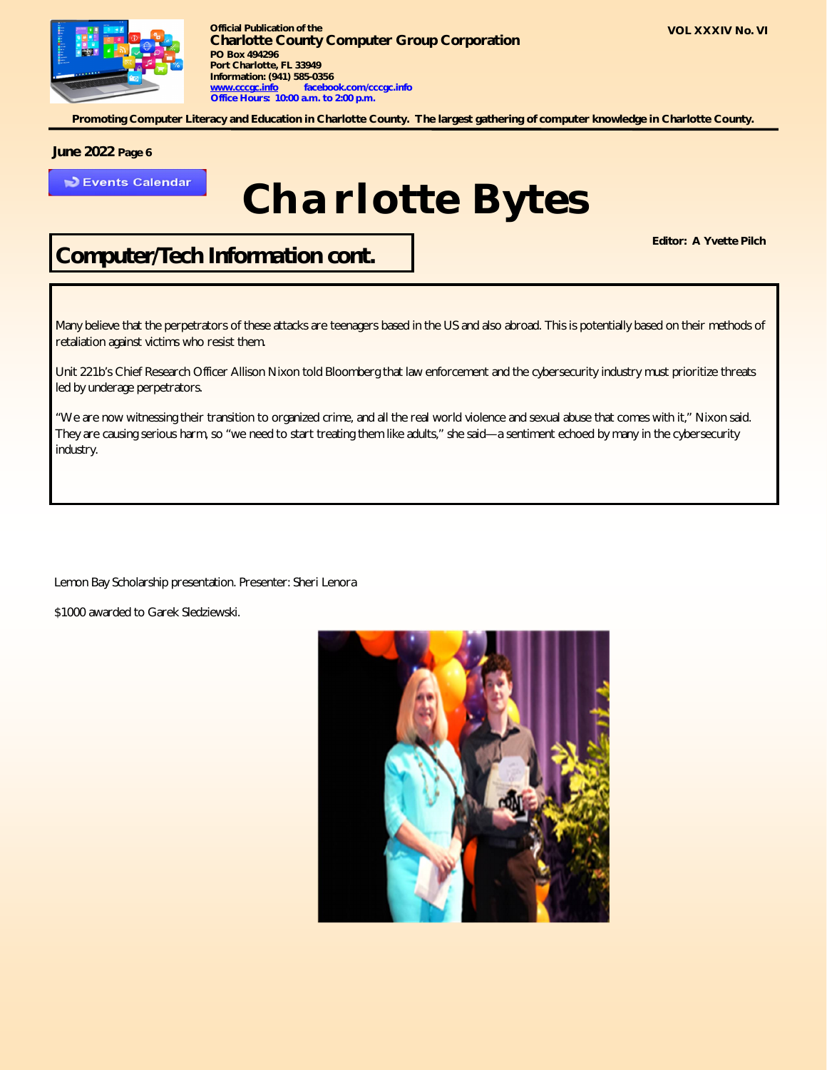## Computer/Tech Information cont.

Many believe that the perpetrators of these attacks are teenagers based in the US and also abroad. This is potentially based on their methods of retaliation against victims who resist them.

Unit 221b's Chief Research Officer Allison Nixon told Bloomberg that law enforcement and the cybersecurity industry must prioritize threats led by underage perpetrators.

"We are now witnessing their transition to organized crime, and all the real world violence and sexual abuse that comes with it," Nixon said. They are causing serious harm, so "we need to start treating them like adults," she said—a sentiment echoed by many in the cybersecurity industry.

Lemon Bay Scholarship presentation. Presenter: Sheri Lenora

$1000 awarded to Garek Sledziewski.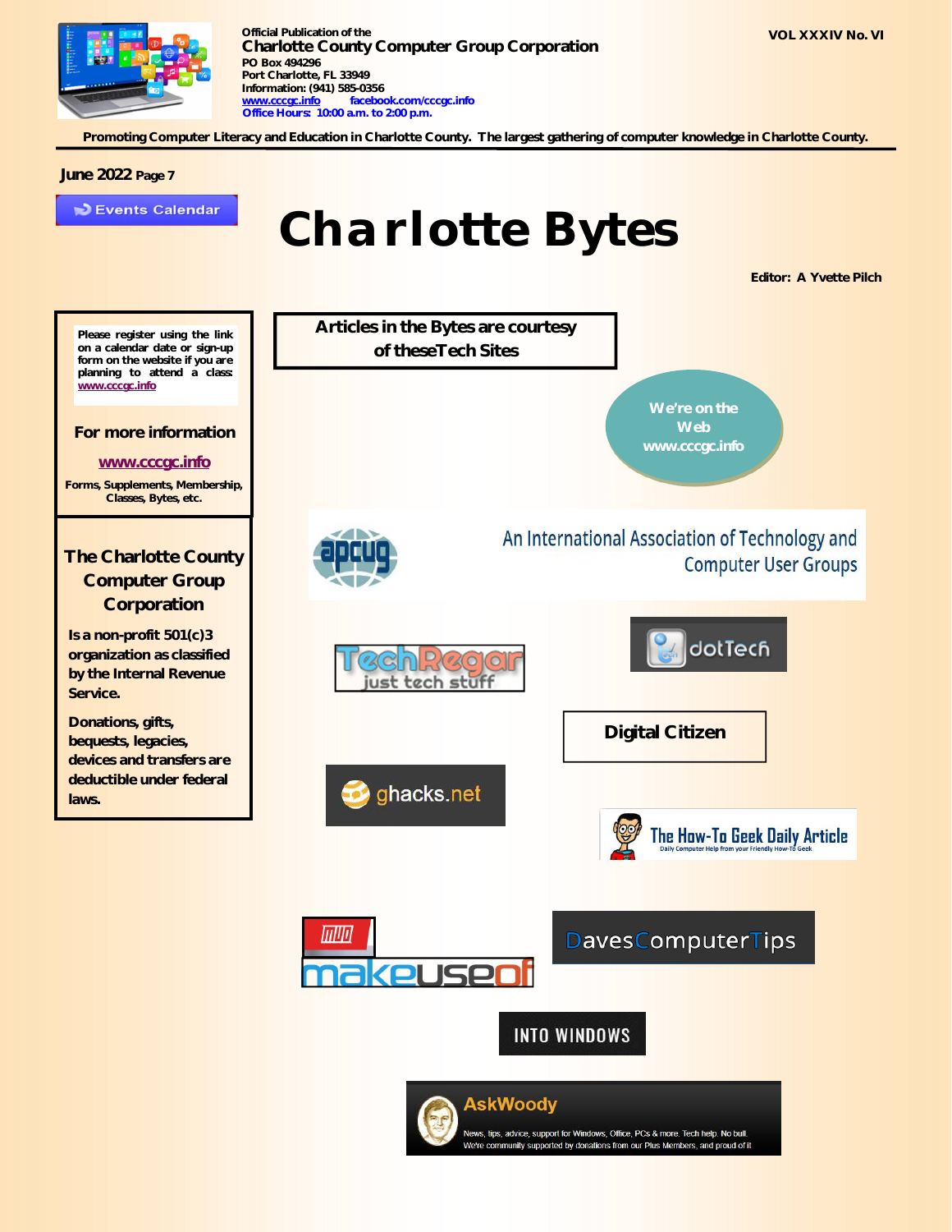Official Publication of the
**Charlotte County Computer Group Corporation**
PO Box 494296
Port Charlotte, FL 33949
Information: (941) 585-0356
www.cccgc.info facebook.com/cccgc.info
Office Hours: 10:00 a.m. to 2:00 p.m.

VOL XXXIV No. VI

**Promoting Computer Literacy and Education in Charlotte County. The largest gathering of computer knowledge in Charlotte County.**

June 2022

Events Calendar

# Charlotte Bytes

**Editor: A Yvette Pilch**

Please register using the link on a calendar date or sign-up form on the website if you are planning to attend a class: www.cccgc.info

**For more information**

**www.cccgc.info**

Forms, Supplements, Membership, Classes, Bytes, etc.

## The Charlotte County Computer Group Corporation

**Is a non-profit 501(c)3 organization as classified by the Internal Revenue Service.**

**Donations, gifts, bequests, legacies, devices and transfers are deductible under federal laws.**

**Articles in the Bytes are courtesy of these Tech Sites**

We're on the Web
www.cccgc.info

apcug — An International Association of Technology and Computer User Groups

TechRegar — just tech stuff

dotTech

Digital Citizen

ghacks.net

The How-To Geek Daily Article — Daily Computer Help from your Friendly How-To Geek

MUO makeuseof

DavesComputerTips

INTO WINDOWS

AskWoody — News, tips, advice, support for Windows, Office, PCs & more. Tech help. No bull. We're community supported by donations from our Plus Members, and proud of it